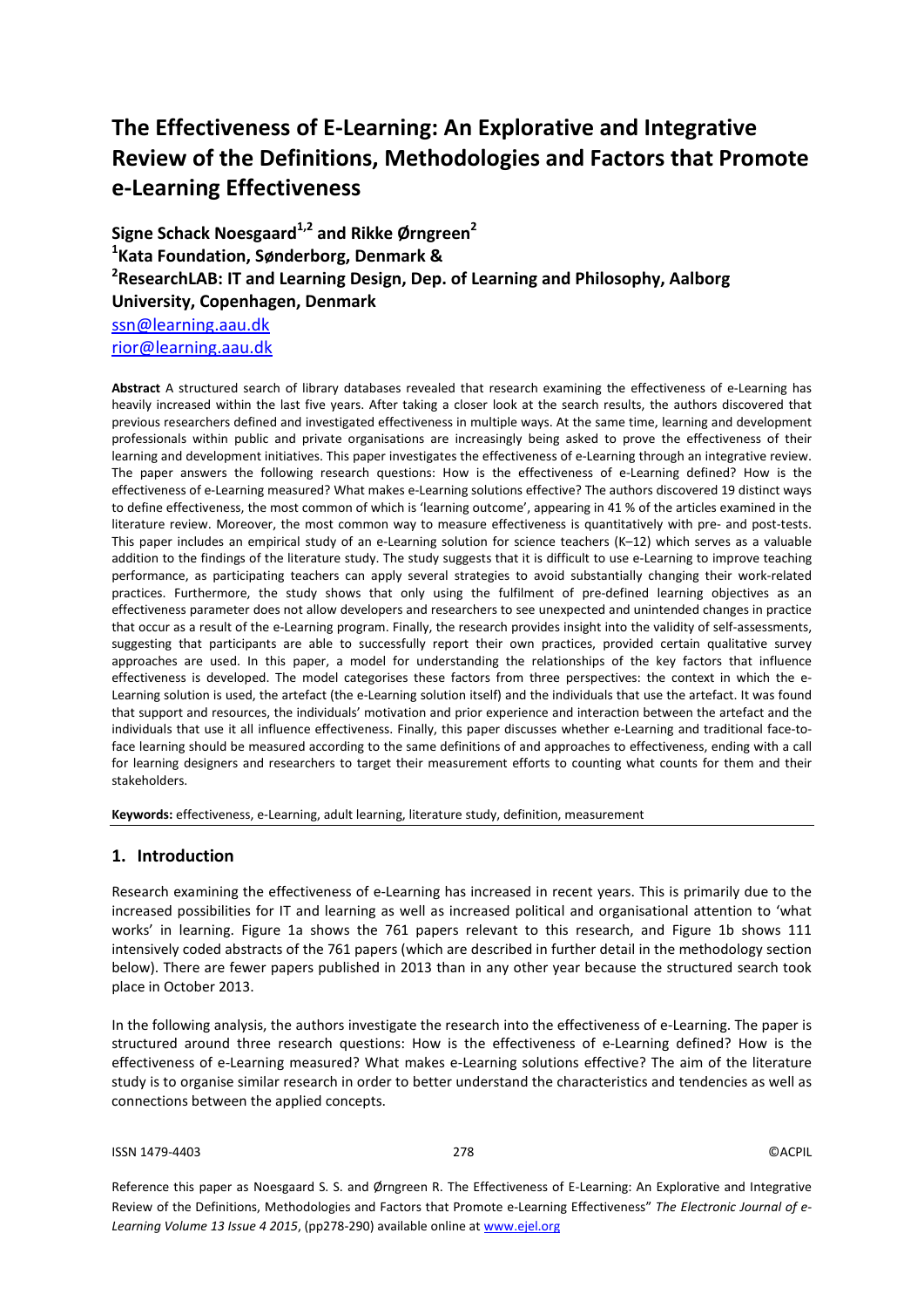# The Effectiveness of E-Learning: An Explorative and Integrative Review of the Definitions, Methodologies and Factors that Promote e-Learning Effectiveness

**Signe Schack Noesgaard[1,2] and Rikke Ørngreen[2]**
**[1]Kata Foundation, Sønderborg, Denmark &**
**[2]ResearchLAB: IT and Learning Design, Dep. of Learning and Philosophy, Aalborg University, Copenhagen, Denmark**
ssn@learning.aau.dk
rior@learning.aau.dk

**Abstract** A structured search of library databases revealed that research examining the effectiveness of e-Learning has heavily increased within the last five years. After taking a closer look at the search results, the authors discovered that previous researchers defined and investigated effectiveness in multiple ways. At the same time, learning and development professionals within public and private organisations are increasingly being asked to prove the effectiveness of their learning and development initiatives. This paper investigates the effectiveness of e-Learning through an integrative review. The paper answers the following research questions: How is the effectiveness of e-Learning defined? How is the effectiveness of e-Learning measured? What makes e-Learning solutions effective? The authors discovered 19 distinct ways to define effectiveness, the most common of which is 'learning outcome', appearing in 41 % of the articles examined in the literature review. Moreover, the most common way to measure effectiveness is quantitatively with pre- and post-tests. This paper includes an empirical study of an e-Learning solution for science teachers (K–12) which serves as a valuable addition to the findings of the literature study. The study suggests that it is difficult to use e-Learning to improve teaching performance, as participating teachers can apply several strategies to avoid substantially changing their work-related practices. Furthermore, the study shows that only using the fulfilment of pre-defined learning objectives as an effectiveness parameter does not allow developers and researchers to see unexpected and unintended changes in practice that occur as a result of the e-Learning program. Finally, the research provides insight into the validity of self-assessments, suggesting that participants are able to successfully report their own practices, provided certain qualitative survey approaches are used. In this paper, a model for understanding the relationships of the key factors that influence effectiveness is developed. The model categorises these factors from three perspectives: the context in which the e-Learning solution is used, the artefact (the e-Learning solution itself) and the individuals that use the artefact. It was found that support and resources, the individuals' motivation and prior experience and interaction between the artefact and the individuals that use it all influence effectiveness. Finally, this paper discusses whether e-Learning and traditional face-to-face learning should be measured according to the same definitions of and approaches to effectiveness, ending with a call for learning designers and researchers to target their measurement efforts to counting what counts for them and their stakeholders.

**Keywords:** effectiveness, e-Learning, adult learning, literature study, definition, measurement

## 1. Introduction

Research examining the effectiveness of e-Learning has increased in recent years. This is primarily due to the increased possibilities for IT and learning as well as increased political and organisational attention to 'what works' in learning. Figure 1a shows the 761 papers relevant to this research, and Figure 1b shows 111 intensively coded abstracts of the 761 papers (which are described in further detail in the methodology section below). There are fewer papers published in 2013 than in any other year because the structured search took place in October 2013.

In the following analysis, the authors investigate the research into the effectiveness of e-Learning. The paper is structured around three research questions: How is the effectiveness of e-Learning defined? How is the effectiveness of e-Learning measured? What makes e-Learning solutions effective? The aim of the literature study is to organise similar research in order to better understand the characteristics and tendencies as well as connections between the applied concepts.

ISSN 1479-4403

Reference this paper as Noesgaard S. S. and Ørngreen R. The Effectiveness of E-Learning: An Explorative and Integrative Review of the Definitions, Methodologies and Factors that Promote e-Learning Effectiveness" *The Electronic Journal of e-Learning Volume 13 Issue 4 2015*, (pp278-290) available online at www.ejel.org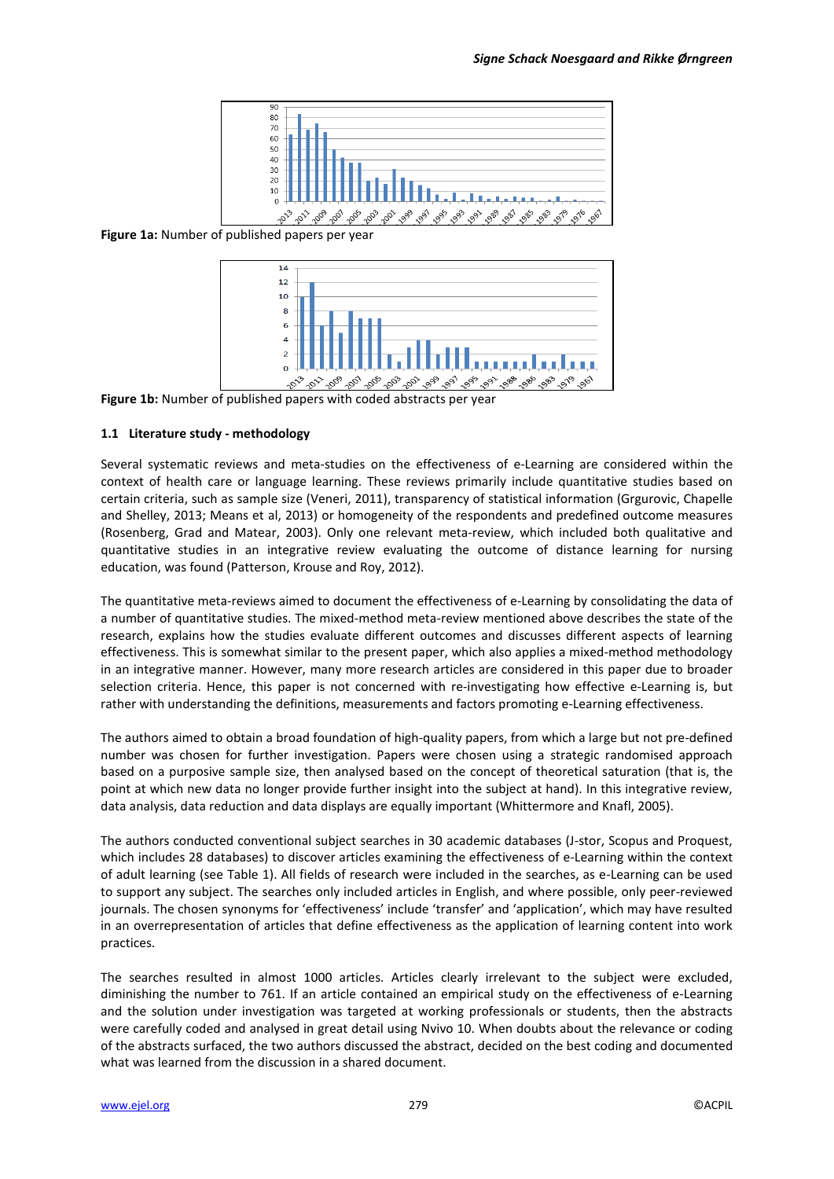**Figure 1a:** Number of published papers per year

**Figure 1b:** Number of published papers with coded abstracts per year

### 1.1 Literature study - methodology

Several systematic reviews and meta-studies on the effectiveness of e-Learning are considered within the context of health care or language learning. These reviews primarily include quantitative studies based on certain criteria, such as sample size (Veneri, 2011), transparency of statistical information (Grgurovic, Chapelle and Shelley, 2013; Means et al, 2013) or homogeneity of the respondents and predefined outcome measures (Rosenberg, Grad and Matear, 2003). Only one relevant meta-review, which included both qualitative and quantitative studies in an integrative review evaluating the outcome of distance learning for nursing education, was found (Patterson, Krouse and Roy, 2012).

The quantitative meta-reviews aimed to document the effectiveness of e-Learning by consolidating the data of a number of quantitative studies. The mixed-method meta-review mentioned above describes the state of the research, explains how the studies evaluate different outcomes and discusses different aspects of learning effectiveness. This is somewhat similar to the present paper, which also applies a mixed-method methodology in an integrative manner. However, many more research articles are considered in this paper due to broader selection criteria. Hence, this paper is not concerned with re-investigating how effective e-Learning is, but rather with understanding the definitions, measurements and factors promoting e-Learning effectiveness.

The authors aimed to obtain a broad foundation of high-quality papers, from which a large but not pre-defined number was chosen for further investigation. Papers were chosen using a strategic randomised approach based on a purposive sample size, then analysed based on the concept of theoretical saturation (that is, the point at which new data no longer provide further insight into the subject at hand). In this integrative review, data analysis, data reduction and data displays are equally important (Whittermore and Knafl, 2005).

The authors conducted conventional subject searches in 30 academic databases (J-stor, Scopus and Proquest, which includes 28 databases) to discover articles examining the effectiveness of e-Learning within the context of adult learning (see Table 1). All fields of research were included in the searches, as e-Learning can be used to support any subject. The searches only included articles in English, and where possible, only peer-reviewed journals. The chosen synonyms for 'effectiveness' include 'transfer' and 'application', which may have resulted in an overrepresentation of articles that define effectiveness as the application of learning content into work practices.

The searches resulted in almost 1000 articles. Articles clearly irrelevant to the subject were excluded, diminishing the number to 761. If an article contained an empirical study on the effectiveness of e-Learning and the solution under investigation was targeted at working professionals or students, then the abstracts were carefully coded and analysed in great detail using Nvivo 10. When doubts about the relevance or coding of the abstracts surfaced, the two authors discussed the abstract, decided on the best coding and documented what was learned from the discussion in a shared document.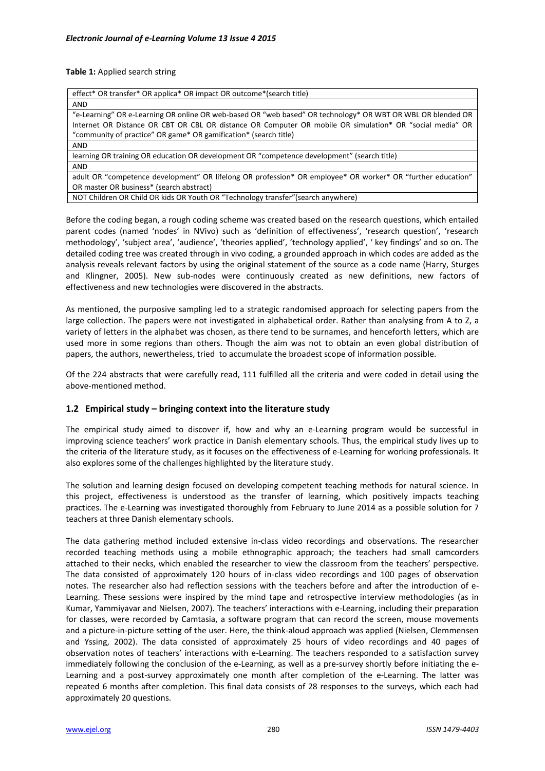**Table 1:** Applied search string

| effect* OR transfer* OR applica* OR impact OR outcome*(search title) |
|---|
| AND |
| "e-Learning" OR e-Learning OR online OR web-based OR "web based" OR technology* OR WBT OR WBL OR blended OR Internet OR Distance OR CBT OR CBL OR distance OR Computer OR mobile OR simulation* OR "social media" OR "community of practice" OR game* OR gamification* (search title) |
| AND |
| learning OR training OR education OR development OR "competence development" (search title) |
| AND |
| adult OR "competence development" OR lifelong OR profession* OR employee* OR worker* OR "further education" OR master OR business* (search abstract) |
| NOT Children OR Child OR kids OR Youth OR "Technology transfer"(search anywhere) |

Before the coding began, a rough coding scheme was created based on the research questions, which entailed parent codes (named 'nodes' in NVivo) such as 'definition of effectiveness', 'research question', 'research methodology', 'subject area', 'audience', 'theories applied', 'technology applied', ' key findings' and so on. The detailed coding tree was created through in vivo coding, a grounded approach in which codes are added as the analysis reveals relevant factors by using the original statement of the source as a code name (Harry, Sturges and Klingner, 2005). New sub-nodes were continuously created as new definitions, new factors of effectiveness and new technologies were discovered in the abstracts.

As mentioned, the purposive sampling led to a strategic randomised approach for selecting papers from the large collection. The papers were not investigated in alphabetical order. Rather than analysing from A to Z, a variety of letters in the alphabet was chosen, as there tend to be surnames, and henceforth letters, which are used more in some regions than others. Though the aim was not to obtain an even global distribution of papers, the authors, newertheless, tried to accumulate the broadest scope of information possible.

Of the 224 abstracts that were carefully read, 111 fulfilled all the criteria and were coded in detail using the above-mentioned method.

## 1.2 Empirical study – bringing context into the literature study

The empirical study aimed to discover if, how and why an e-Learning program would be successful in improving science teachers' work practice in Danish elementary schools. Thus, the empirical study lives up to the criteria of the literature study, as it focuses on the effectiveness of e-Learning for working professionals. It also explores some of the challenges highlighted by the literature study.

The solution and learning design focused on developing competent teaching methods for natural science. In this project, effectiveness is understood as the transfer of learning, which positively impacts teaching practices. The e-Learning was investigated thoroughly from February to June 2014 as a possible solution for 7 teachers at three Danish elementary schools.

The data gathering method included extensive in-class video recordings and observations. The researcher recorded teaching methods using a mobile ethnographic approach; the teachers had small camcorders attached to their necks, which enabled the researcher to view the classroom from the teachers' perspective. The data consisted of approximately 120 hours of in-class video recordings and 100 pages of observation notes. The researcher also had reflection sessions with the teachers before and after the introduction of e-Learning. These sessions were inspired by the mind tape and retrospective interview methodologies (as in Kumar, Yammiyavar and Nielsen, 2007). The teachers' interactions with e-Learning, including their preparation for classes, were recorded by Camtasia, a software program that can record the screen, mouse movements and a picture-in-picture setting of the user. Here, the think-aloud approach was applied (Nielsen, Clemmensen and Yssing, 2002). The data consisted of approximately 25 hours of video recordings and 40 pages of observation notes of teachers' interactions with e-Learning. The teachers responded to a satisfaction survey immediately following the conclusion of the e-Learning, as well as a pre-survey shortly before initiating the e-Learning and a post-survey approximately one month after completion of the e-Learning. The latter was repeated 6 months after completion. This final data consists of 28 responses to the surveys, which each had approximately 20 questions.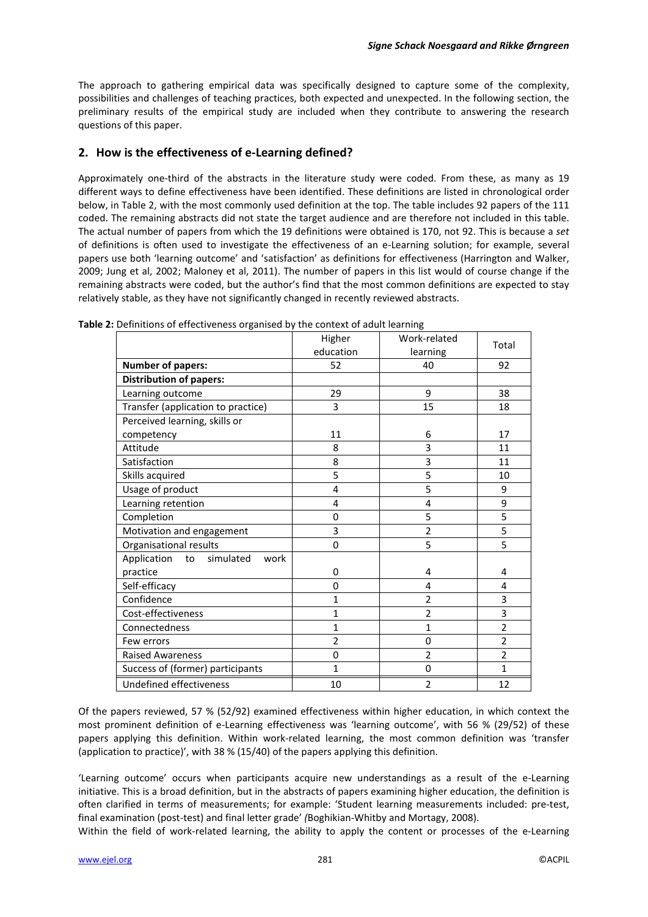The approach to gathering empirical data was specifically designed to capture some of the complexity, possibilities and challenges of teaching practices, both expected and unexpected. In the following section, the preliminary results of the empirical study are included when they contribute to answering the research questions of this paper.

## 2. How is the effectiveness of e-Learning defined?

Approximately one-third of the abstracts in the literature study were coded. From these, as many as 19 different ways to define effectiveness have been identified. These definitions are listed in chronological order below, in Table 2, with the most commonly used definition at the top. The table includes 92 papers of the 111 coded. The remaining abstracts did not state the target audience and are therefore not included in this table. The actual number of papers from which the 19 definitions were obtained is 170, not 92. This is because a *set* of definitions is often used to investigate the effectiveness of an e-Learning solution; for example, several papers use both 'learning outcome' and 'satisfaction' as definitions for effectiveness (Harrington and Walker, 2009; Jung et al, 2002; Maloney et al, 2011). The number of papers in this list would of course change if the remaining abstracts were coded, but the author's find that the most common definitions are expected to stay relatively stable, as they have not significantly changed in recently reviewed abstracts.

**Table 2:** Definitions of effectiveness organised by the context of adult learning

| | Higher education | Work-related learning | Total |
|---|---|---|---|
| **Number of papers:** | 52 | 40 | 92 |
| **Distribution of papers:** | | | |
| Learning outcome | 29 | 9 | 38 |
| Transfer (application to practice) | 3 | 15 | 18 |
| Perceived learning, skills or competency | 11 | 6 | 17 |
| Attitude | 8 | 3 | 11 |
| Satisfaction | 8 | 3 | 11 |
| Skills acquired | 5 | 5 | 10 |
| Usage of product | 4 | 5 | 9 |
| Learning retention | 4 | 4 | 9 |
| Completion | 0 | 5 | 5 |
| Motivation and engagement | 3 | 2 | 5 |
| Organisational results | 0 | 5 | 5 |
| Application to simulated work practice | 0 | 4 | 4 |
| Self-efficacy | 0 | 4 | 4 |
| Confidence | 1 | 2 | 3 |
| Cost-effectiveness | 1 | 2 | 3 |
| Connectedness | 1 | 1 | 2 |
| Few errors | 2 | 0 | 2 |
| Raised Awareness | 0 | 2 | 2 |
| Success of (former) participants | 1 | 0 | 1 |
| Undefined effectiveness | 10 | 2 | 12 |

Of the papers reviewed, 57 % (52/92) examined effectiveness within higher education, in which context the most prominent definition of e-Learning effectiveness was 'learning outcome', with 56 % (29/52) of these papers applying this definition. Within work-related learning, the most common definition was 'transfer (application to practice)', with 38 % (15/40) of the papers applying this definition.

'Learning outcome' occurs when participants acquire new understandings as a result of the e-Learning initiative. This is a broad definition, but in the abstracts of papers examining higher education, the definition is often clarified in terms of measurements; for example: 'Student learning measurements included: pre-test, final examination (post-test) and final letter grade' *(*Boghikian-Whitby and Mortagy, 2008).

Within the field of work-related learning, the ability to apply the content or processes of the e-Learning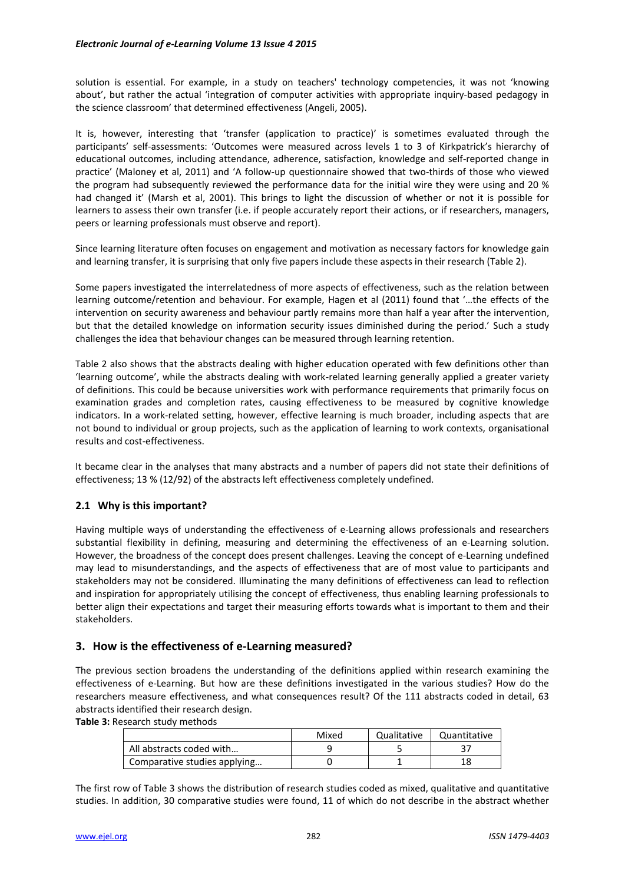solution is essential. For example, in a study on teachers' technology competencies, it was not 'knowing about', but rather the actual 'integration of computer activities with appropriate inquiry-based pedagogy in the science classroom' that determined effectiveness (Angeli, 2005).

It is, however, interesting that 'transfer (application to practice)' is sometimes evaluated through the participants' self-assessments: 'Outcomes were measured across levels 1 to 3 of Kirkpatrick's hierarchy of educational outcomes, including attendance, adherence, satisfaction, knowledge and self-reported change in practice' (Maloney et al, 2011) and 'A follow-up questionnaire showed that two-thirds of those who viewed the program had subsequently reviewed the performance data for the initial wire they were using and 20 % had changed it' (Marsh et al, 2001). This brings to light the discussion of whether or not it is possible for learners to assess their own transfer (i.e. if people accurately report their actions, or if researchers, managers, peers or learning professionals must observe and report).

Since learning literature often focuses on engagement and motivation as necessary factors for knowledge gain and learning transfer, it is surprising that only five papers include these aspects in their research (Table 2).

Some papers investigated the interrelatedness of more aspects of effectiveness, such as the relation between learning outcome/retention and behaviour. For example, Hagen et al (2011) found that '…the effects of the intervention on security awareness and behaviour partly remains more than half a year after the intervention, but that the detailed knowledge on information security issues diminished during the period.' Such a study challenges the idea that behaviour changes can be measured through learning retention.

Table 2 also shows that the abstracts dealing with higher education operated with few definitions other than 'learning outcome', while the abstracts dealing with work-related learning generally applied a greater variety of definitions. This could be because universities work with performance requirements that primarily focus on examination grades and completion rates, causing effectiveness to be measured by cognitive knowledge indicators. In a work-related setting, however, effective learning is much broader, including aspects that are not bound to individual or group projects, such as the application of learning to work contexts, organisational results and cost-effectiveness.

It became clear in the analyses that many abstracts and a number of papers did not state their definitions of effectiveness; 13 % (12/92) of the abstracts left effectiveness completely undefined.

### 2.1 Why is this important?

Having multiple ways of understanding the effectiveness of e-Learning allows professionals and researchers substantial flexibility in defining, measuring and determining the effectiveness of an e-Learning solution. However, the broadness of the concept does present challenges. Leaving the concept of e-Learning undefined may lead to misunderstandings, and the aspects of effectiveness that are of most value to participants and stakeholders may not be considered. Illuminating the many definitions of effectiveness can lead to reflection and inspiration for appropriately utilising the concept of effectiveness, thus enabling learning professionals to better align their expectations and target their measuring efforts towards what is important to them and their stakeholders.

## 3. How is the effectiveness of e-Learning measured?

The previous section broadens the understanding of the definitions applied within research examining the effectiveness of e-Learning. But how are these definitions investigated in the various studies? How do the researchers measure effectiveness, and what consequences result? Of the 111 abstracts coded in detail, 63 abstracts identified their research design.

**Table 3:** Research study methods

| | Mixed | Qualitative | Quantitative |
|---|---|---|---|
| All abstracts coded with… | 9 | 5 | 37 |
| Comparative studies applying… | 0 | 1 | 18 |

The first row of Table 3 shows the distribution of research studies coded as mixed, qualitative and quantitative studies. In addition, 30 comparative studies were found, 11 of which do not describe in the abstract whether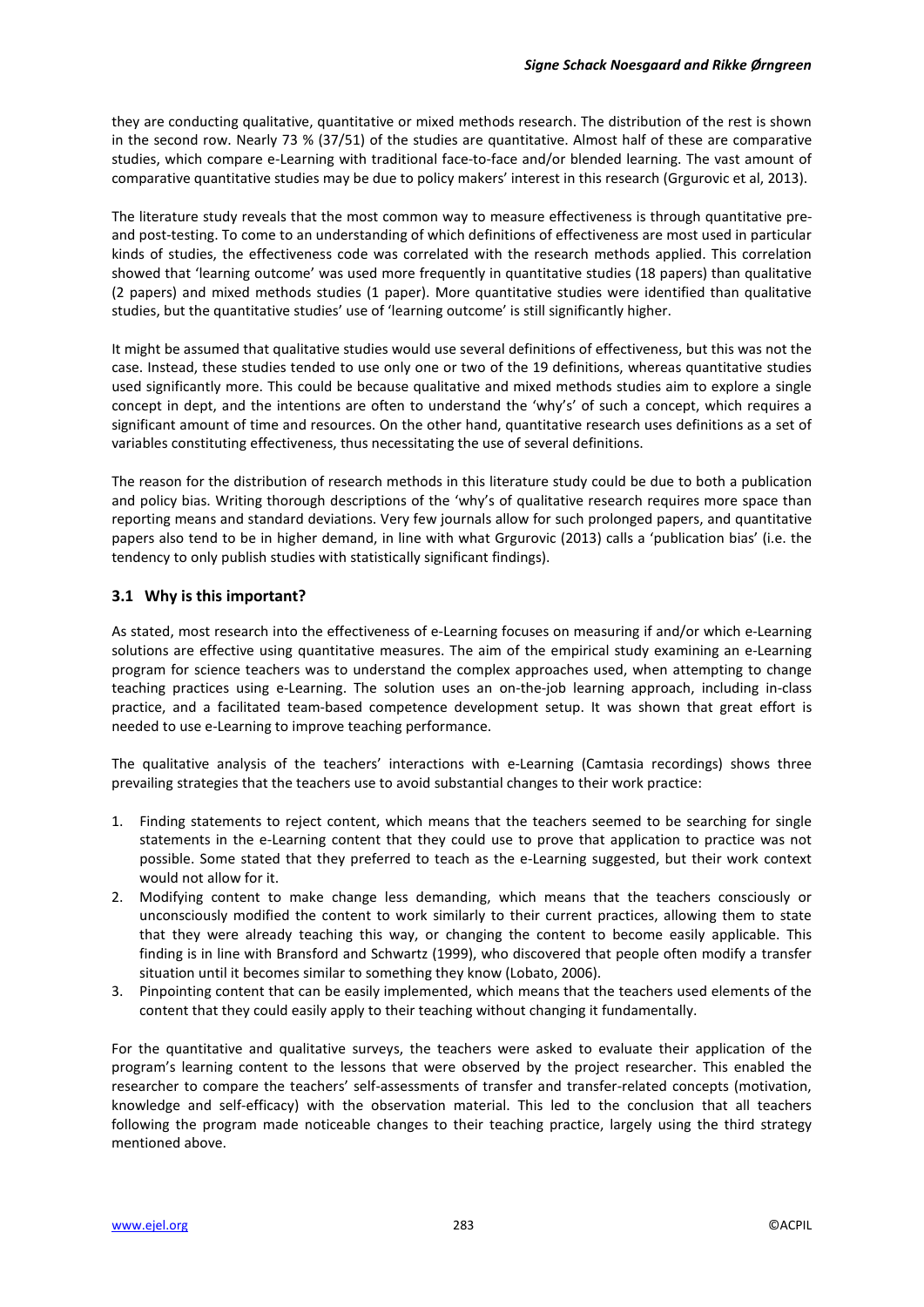they are conducting qualitative, quantitative or mixed methods research. The distribution of the rest is shown in the second row. Nearly 73 % (37/51) of the studies are quantitative. Almost half of these are comparative studies, which compare e-Learning with traditional face-to-face and/or blended learning. The vast amount of comparative quantitative studies may be due to policy makers' interest in this research (Grgurovic et al, 2013).

The literature study reveals that the most common way to measure effectiveness is through quantitative pre- and post-testing. To come to an understanding of which definitions of effectiveness are most used in particular kinds of studies, the effectiveness code was correlated with the research methods applied. This correlation showed that 'learning outcome' was used more frequently in quantitative studies (18 papers) than qualitative (2 papers) and mixed methods studies (1 paper). More quantitative studies were identified than qualitative studies, but the quantitative studies' use of 'learning outcome' is still significantly higher.

It might be assumed that qualitative studies would use several definitions of effectiveness, but this was not the case. Instead, these studies tended to use only one or two of the 19 definitions, whereas quantitative studies used significantly more. This could be because qualitative and mixed methods studies aim to explore a single concept in dept, and the intentions are often to understand the 'why's' of such a concept, which requires a significant amount of time and resources. On the other hand, quantitative research uses definitions as a set of variables constituting effectiveness, thus necessitating the use of several definitions.

The reason for the distribution of research methods in this literature study could be due to both a publication and policy bias. Writing thorough descriptions of the 'why's of qualitative research requires more space than reporting means and standard deviations. Very few journals allow for such prolonged papers, and quantitative papers also tend to be in higher demand, in line with what Grgurovic (2013) calls a 'publication bias' (i.e. the tendency to only publish studies with statistically significant findings).

## 3.1 Why is this important?

As stated, most research into the effectiveness of e-Learning focuses on measuring if and/or which e-Learning solutions are effective using quantitative measures. The aim of the empirical study examining an e-Learning program for science teachers was to understand the complex approaches used, when attempting to change teaching practices using e-Learning. The solution uses an on-the-job learning approach, including in-class practice, and a facilitated team-based competence development setup. It was shown that great effort is needed to use e-Learning to improve teaching performance.

The qualitative analysis of the teachers' interactions with e-Learning (Camtasia recordings) shows three prevailing strategies that the teachers use to avoid substantial changes to their work practice:

1. Finding statements to reject content, which means that the teachers seemed to be searching for single statements in the e-Learning content that they could use to prove that application to practice was not possible. Some stated that they preferred to teach as the e-Learning suggested, but their work context would not allow for it.
2. Modifying content to make change less demanding, which means that the teachers consciously or unconsciously modified the content to work similarly to their current practices, allowing them to state that they were already teaching this way, or changing the content to become easily applicable. This finding is in line with Bransford and Schwartz (1999), who discovered that people often modify a transfer situation until it becomes similar to something they know (Lobato, 2006).
3. Pinpointing content that can be easily implemented, which means that the teachers used elements of the content that they could easily apply to their teaching without changing it fundamentally.

For the quantitative and qualitative surveys, the teachers were asked to evaluate their application of the program's learning content to the lessons that were observed by the project researcher. This enabled the researcher to compare the teachers' self-assessments of transfer and transfer-related concepts (motivation, knowledge and self-efficacy) with the observation material. This led to the conclusion that all teachers following the program made noticeable changes to their teaching practice, largely using the third strategy mentioned above.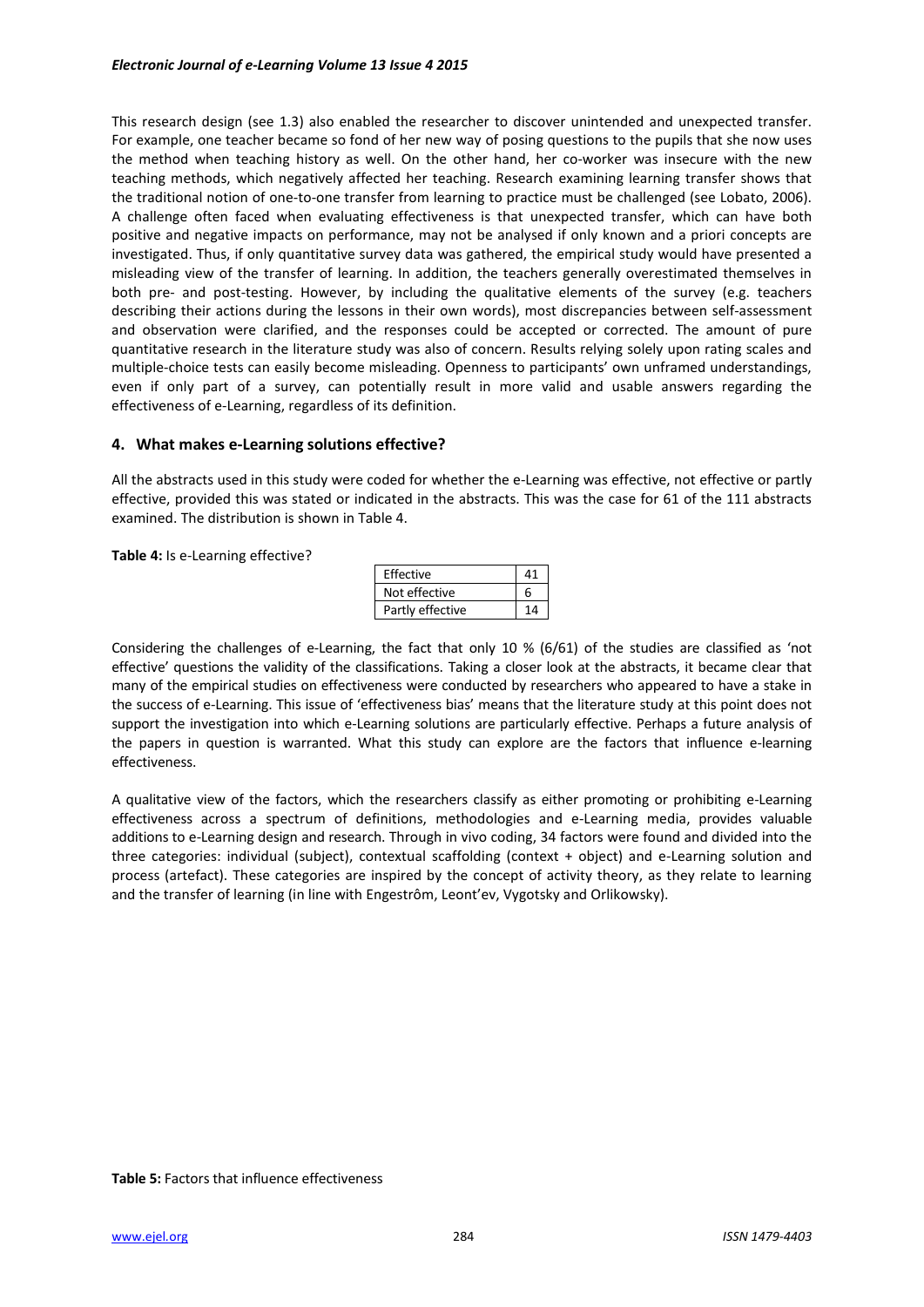This research design (see 1.3) also enabled the researcher to discover unintended and unexpected transfer. For example, one teacher became so fond of her new way of posing questions to the pupils that she now uses the method when teaching history as well. On the other hand, her co-worker was insecure with the new teaching methods, which negatively affected her teaching. Research examining learning transfer shows that the traditional notion of one-to-one transfer from learning to practice must be challenged (see Lobato, 2006). A challenge often faced when evaluating effectiveness is that unexpected transfer, which can have both positive and negative impacts on performance, may not be analysed if only known and a priori concepts are investigated. Thus, if only quantitative survey data was gathered, the empirical study would have presented a misleading view of the transfer of learning. In addition, the teachers generally overestimated themselves in both pre- and post-testing. However, by including the qualitative elements of the survey (e.g. teachers describing their actions during the lessons in their own words), most discrepancies between self-assessment and observation were clarified, and the responses could be accepted or corrected. The amount of pure quantitative research in the literature study was also of concern. Results relying solely upon rating scales and multiple-choice tests can easily become misleading. Openness to participants' own unframed understandings, even if only part of a survey, can potentially result in more valid and usable answers regarding the effectiveness of e-Learning, regardless of its definition.

## 4. What makes e-Learning solutions effective?

All the abstracts used in this study were coded for whether the e-Learning was effective, not effective or partly effective, provided this was stated or indicated in the abstracts. This was the case for 61 of the 111 abstracts examined. The distribution is shown in Table 4.

**Table 4:** Is e-Learning effective?

| | |
|---|---|
| Effective | 41 |
| Not effective | 6 |
| Partly effective | 14 |

Considering the challenges of e-Learning, the fact that only 10 % (6/61) of the studies are classified as 'not effective' questions the validity of the classifications. Taking a closer look at the abstracts, it became clear that many of the empirical studies on effectiveness were conducted by researchers who appeared to have a stake in the success of e-Learning. This issue of 'effectiveness bias' means that the literature study at this point does not support the investigation into which e-Learning solutions are particularly effective. Perhaps a future analysis of the papers in question is warranted. What this study can explore are the factors that influence e-learning effectiveness.

A qualitative view of the factors, which the researchers classify as either promoting or prohibiting e-Learning effectiveness across a spectrum of definitions, methodologies and e-Learning media, provides valuable additions to e-Learning design and research. Through in vivo coding, 34 factors were found and divided into the three categories: individual (subject), contextual scaffolding (context + object) and e-Learning solution and process (artefact). These categories are inspired by the concept of activity theory, as they relate to learning and the transfer of learning (in line with Engestrôm, Leont'ev, Vygotsky and Orlikowsky).

**Table 5:** Factors that influence effectiveness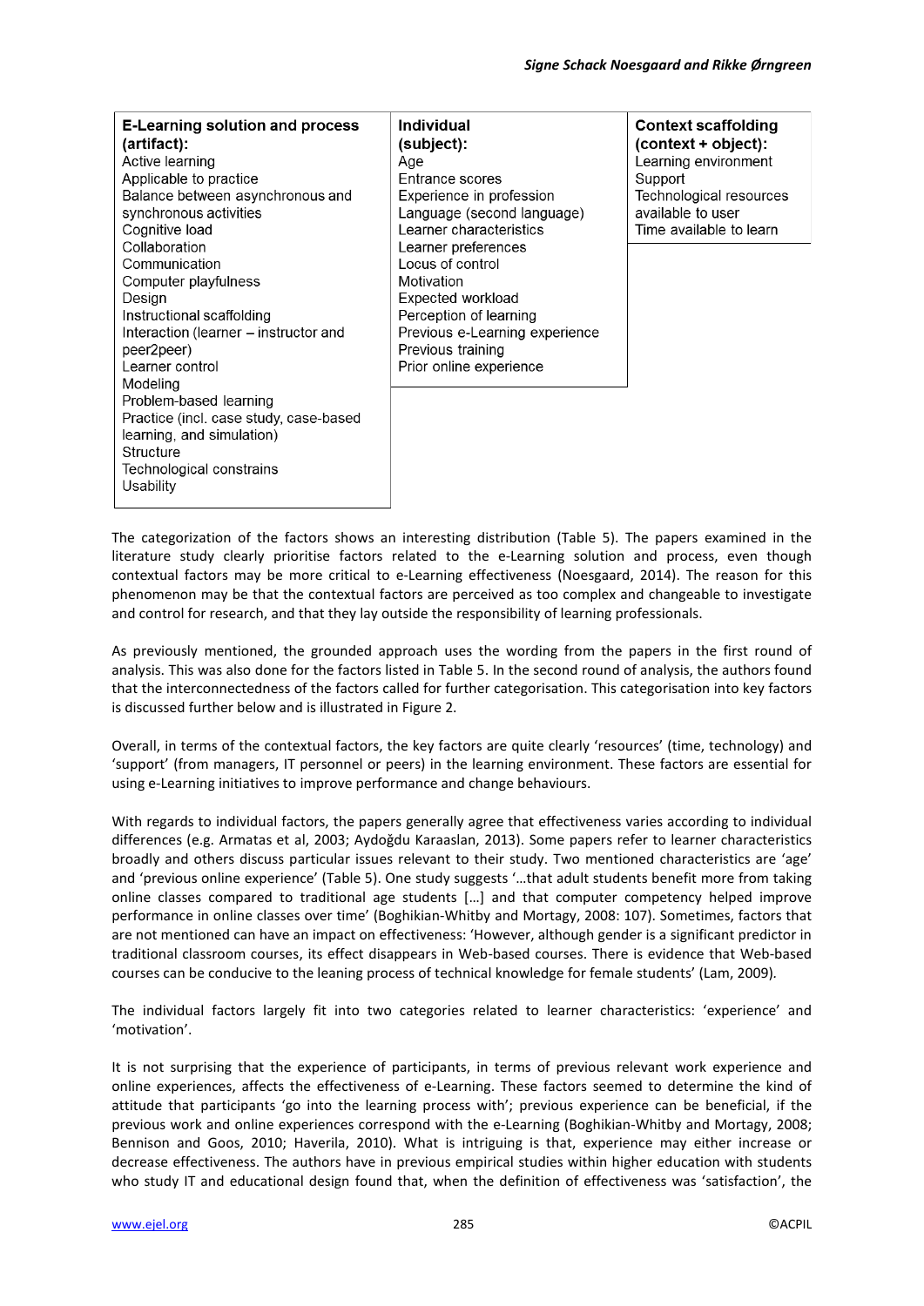| E-Learning solution and process (artifact): | Individual (subject): | Context scaffolding (context + object): |
|---|---|---|
| Active learning | Age | Learning environment |
| Applicable to practice | Entrance scores | Support |
| Balance between asynchronous and synchronous activities | Experience in profession | Technological resources available to user |
| Cognitive load | Language (second language) | Time available to learn |
| Collaboration | Learner characteristics | |
| Communication | Learner preferences | |
| Computer playfulness | Locus of control | |
| Design | Motivation | |
| Instructional scaffolding | Expected workload | |
| Interaction (learner – instructor and peer2peer) | Perception of learning | |
| Learner control | Previous e-Learning experience | |
| Modeling | Previous training | |
| Problem-based learning | Prior online experience | |
| Practice (incl. case study, case-based learning, and simulation) | | |
| Structure | | |
| Technological constrains | | |
| Usability | | |

The categorization of the factors shows an interesting distribution (Table 5). The papers examined in the literature study clearly prioritise factors related to the e-Learning solution and process, even though contextual factors may be more critical to e-Learning effectiveness (Noesgaard, 2014). The reason for this phenomenon may be that the contextual factors are perceived as too complex and changeable to investigate and control for research, and that they lay outside the responsibility of learning professionals.

As previously mentioned, the grounded approach uses the wording from the papers in the first round of analysis. This was also done for the factors listed in Table 5. In the second round of analysis, the authors found that the interconnectedness of the factors called for further categorisation. This categorisation into key factors is discussed further below and is illustrated in Figure 2.

Overall, in terms of the contextual factors, the key factors are quite clearly 'resources' (time, technology) and 'support' (from managers, IT personnel or peers) in the learning environment. These factors are essential for using e-Learning initiatives to improve performance and change behaviours.

With regards to individual factors, the papers generally agree that effectiveness varies according to individual differences (e.g. Armatas et al, 2003; Aydoğdu Karaaslan, 2013). Some papers refer to learner characteristics broadly and others discuss particular issues relevant to their study. Two mentioned characteristics are 'age' and 'previous online experience' (Table 5). One study suggests '…that adult students benefit more from taking online classes compared to traditional age students […] and that computer competency helped improve performance in online classes over time' (Boghikian-Whitby and Mortagy, 2008: 107). Sometimes, factors that are not mentioned can have an impact on effectiveness: 'However, although gender is a significant predictor in traditional classroom courses, its effect disappears in Web-based courses. There is evidence that Web-based courses can be conducive to the leaning process of technical knowledge for female students' (Lam, 2009).

The individual factors largely fit into two categories related to learner characteristics: 'experience' and 'motivation'.

It is not surprising that the experience of participants, in terms of previous relevant work experience and online experiences, affects the effectiveness of e-Learning. These factors seemed to determine the kind of attitude that participants 'go into the learning process with'; previous experience can be beneficial, if the previous work and online experiences correspond with the e-Learning (Boghikian-Whitby and Mortagy, 2008; Bennison and Goos, 2010; Haverila, 2010). What is intriguing is that, experience may either increase or decrease effectiveness. The authors have in previous empirical studies within higher education with students who study IT and educational design found that, when the definition of effectiveness was 'satisfaction', the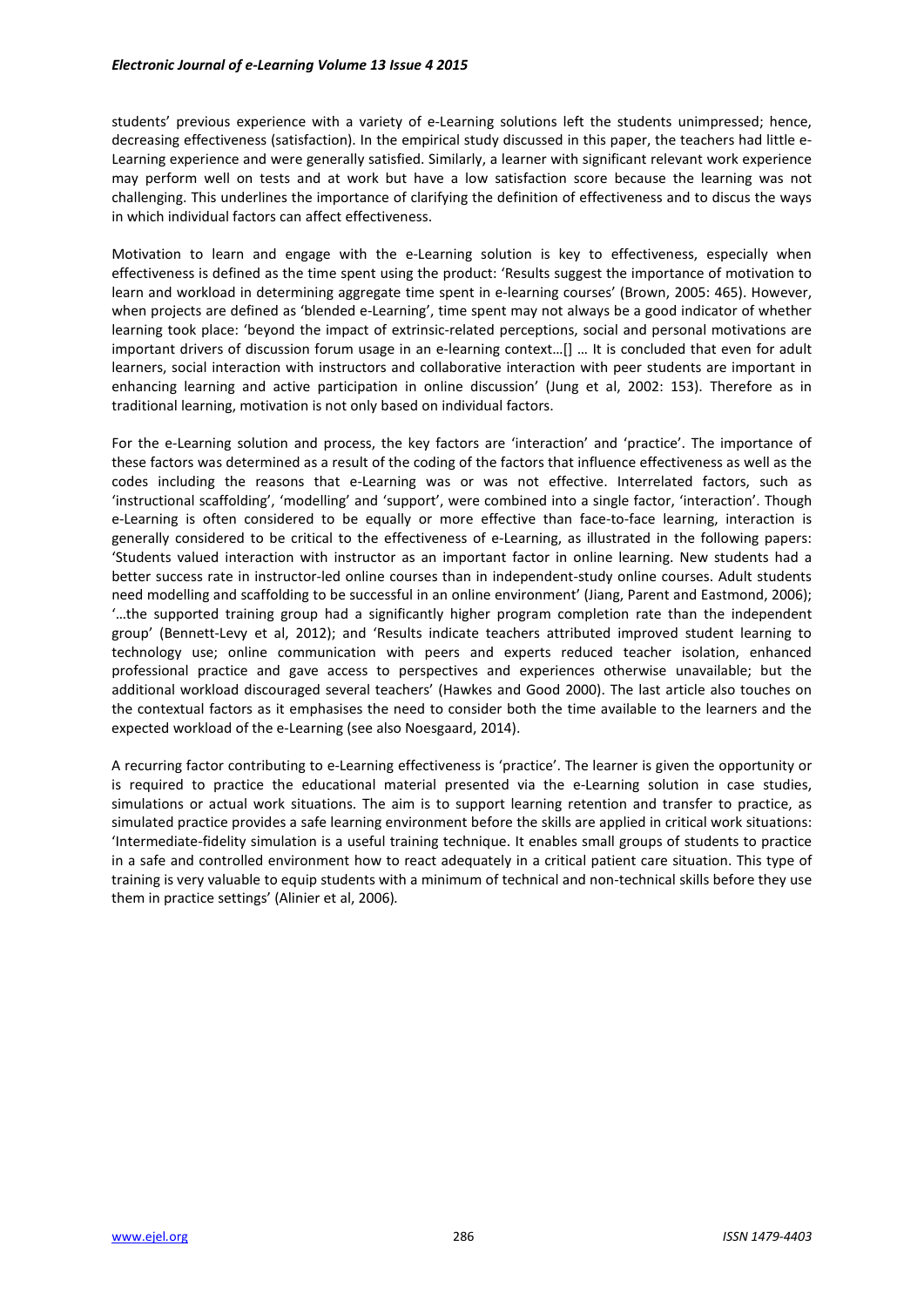students' previous experience with a variety of e-Learning solutions left the students unimpressed; hence, decreasing effectiveness (satisfaction). In the empirical study discussed in this paper, the teachers had little e-Learning experience and were generally satisfied. Similarly, a learner with significant relevant work experience may perform well on tests and at work but have a low satisfaction score because the learning was not challenging. This underlines the importance of clarifying the definition of effectiveness and to discus the ways in which individual factors can affect effectiveness.

Motivation to learn and engage with the e-Learning solution is key to effectiveness, especially when effectiveness is defined as the time spent using the product: 'Results suggest the importance of motivation to learn and workload in determining aggregate time spent in e-learning courses' (Brown, 2005: 465). However, when projects are defined as 'blended e-Learning', time spent may not always be a good indicator of whether learning took place: 'beyond the impact of extrinsic-related perceptions, social and personal motivations are important drivers of discussion forum usage in an e-learning context…[] … It is concluded that even for adult learners, social interaction with instructors and collaborative interaction with peer students are important in enhancing learning and active participation in online discussion' (Jung et al, 2002: 153). Therefore as in traditional learning, motivation is not only based on individual factors.

For the e-Learning solution and process, the key factors are 'interaction' and 'practice'. The importance of these factors was determined as a result of the coding of the factors that influence effectiveness as well as the codes including the reasons that e-Learning was or was not effective. Interrelated factors, such as 'instructional scaffolding', 'modelling' and 'support', were combined into a single factor, 'interaction'. Though e-Learning is often considered to be equally or more effective than face-to-face learning, interaction is generally considered to be critical to the effectiveness of e-Learning, as illustrated in the following papers: 'Students valued interaction with instructor as an important factor in online learning. New students had a better success rate in instructor-led online courses than in independent-study online courses. Adult students need modelling and scaffolding to be successful in an online environment' (Jiang, Parent and Eastmond, 2006); '…the supported training group had a significantly higher program completion rate than the independent group' (Bennett-Levy et al, 2012); and 'Results indicate teachers attributed improved student learning to technology use; online communication with peers and experts reduced teacher isolation, enhanced professional practice and gave access to perspectives and experiences otherwise unavailable; but the additional workload discouraged several teachers' (Hawkes and Good 2000). The last article also touches on the contextual factors as it emphasises the need to consider both the time available to the learners and the expected workload of the e-Learning (see also Noesgaard, 2014).

A recurring factor contributing to e-Learning effectiveness is 'practice'. The learner is given the opportunity or is required to practice the educational material presented via the e-Learning solution in case studies, simulations or actual work situations. The aim is to support learning retention and transfer to practice, as simulated practice provides a safe learning environment before the skills are applied in critical work situations: 'Intermediate-fidelity simulation is a useful training technique. It enables small groups of students to practice in a safe and controlled environment how to react adequately in a critical patient care situation. This type of training is very valuable to equip students with a minimum of technical and non-technical skills before they use them in practice settings' (Alinier et al, 2006).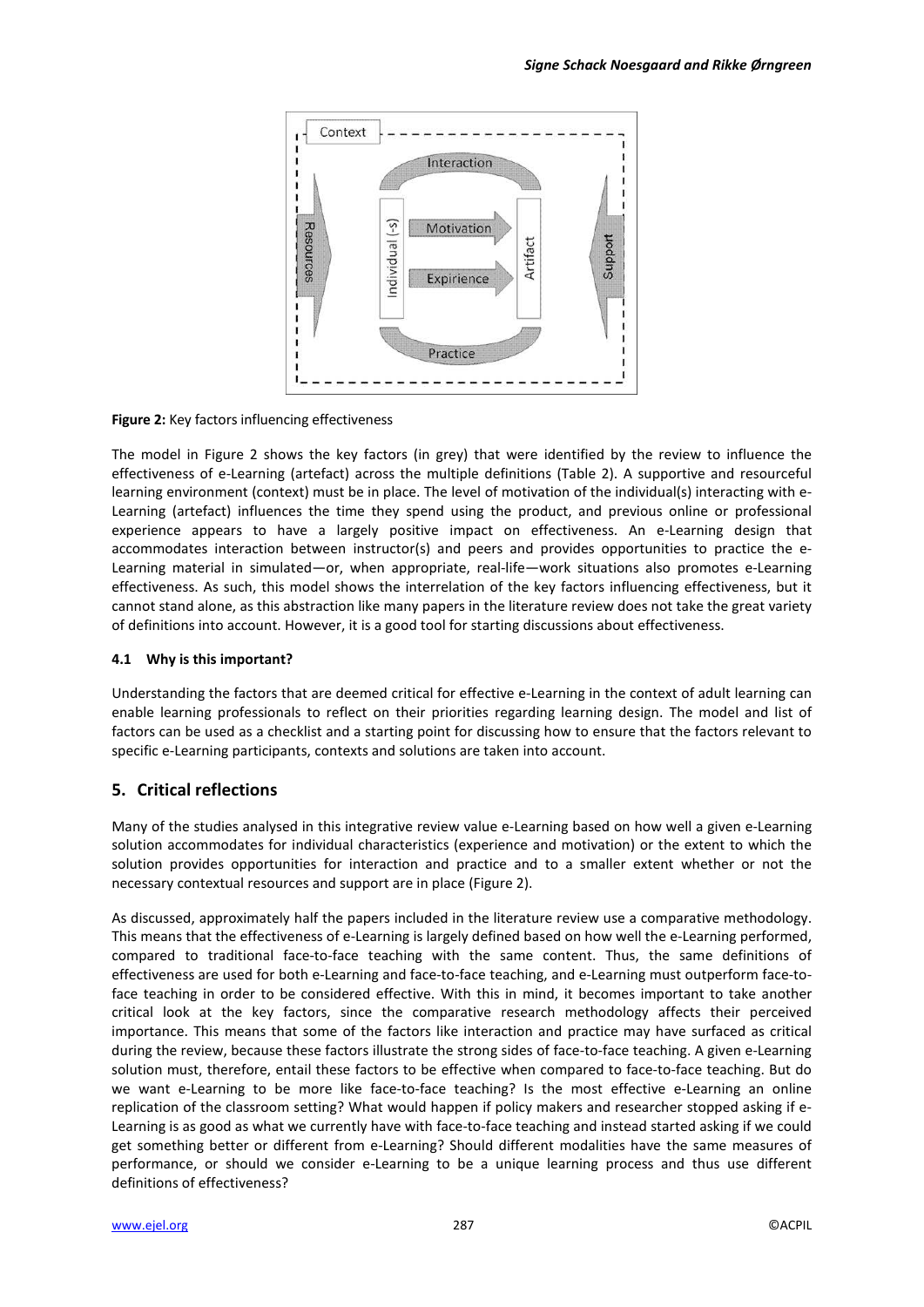**Figure 2:** Key factors influencing effectiveness

The model in Figure 2 shows the key factors (in grey) that were identified by the review to influence the effectiveness of e-Learning (artefact) across the multiple definitions (Table 2). A supportive and resourceful learning environment (context) must be in place. The level of motivation of the individual(s) interacting with e-Learning (artefact) influences the time they spend using the product, and previous online or professional experience appears to have a largely positive impact on effectiveness. An e-Learning design that accommodates interaction between instructor(s) and peers and provides opportunities to practice the e-Learning material in simulated—or, when appropriate, real-life—work situations also promotes e-Learning effectiveness. As such, this model shows the interrelation of the key factors influencing effectiveness, but it cannot stand alone, as this abstraction like many papers in the literature review does not take the great variety of definitions into account. However, it is a good tool for starting discussions about effectiveness.

### 4.1 Why is this important?

Understanding the factors that are deemed critical for effective e-Learning in the context of adult learning can enable learning professionals to reflect on their priorities regarding learning design. The model and list of factors can be used as a checklist and a starting point for discussing how to ensure that the factors relevant to specific e-Learning participants, contexts and solutions are taken into account.

## 5. Critical reflections

Many of the studies analysed in this integrative review value e-Learning based on how well a given e-Learning solution accommodates for individual characteristics (experience and motivation) or the extent to which the solution provides opportunities for interaction and practice and to a smaller extent whether or not the necessary contextual resources and support are in place (Figure 2).

As discussed, approximately half the papers included in the literature review use a comparative methodology. This means that the effectiveness of e-Learning is largely defined based on how well the e-Learning performed, compared to traditional face-to-face teaching with the same content. Thus, the same definitions of effectiveness are used for both e-Learning and face-to-face teaching, and e-Learning must outperform face-to-face teaching in order to be considered effective. With this in mind, it becomes important to take another critical look at the key factors, since the comparative research methodology affects their perceived importance. This means that some of the factors like interaction and practice may have surfaced as critical during the review, because these factors illustrate the strong sides of face-to-face teaching. A given e-Learning solution must, therefore, entail these factors to be effective when compared to face-to-face teaching. But do we want e-Learning to be more like face-to-face teaching? Is the most effective e-Learning an online replication of the classroom setting? What would happen if policy makers and researcher stopped asking if e-Learning is as good as what we currently have with face-to-face teaching and instead started asking if we could get something better or different from e-Learning? Should different modalities have the same measures of performance, or should we consider e-Learning to be a unique learning process and thus use different definitions of effectiveness?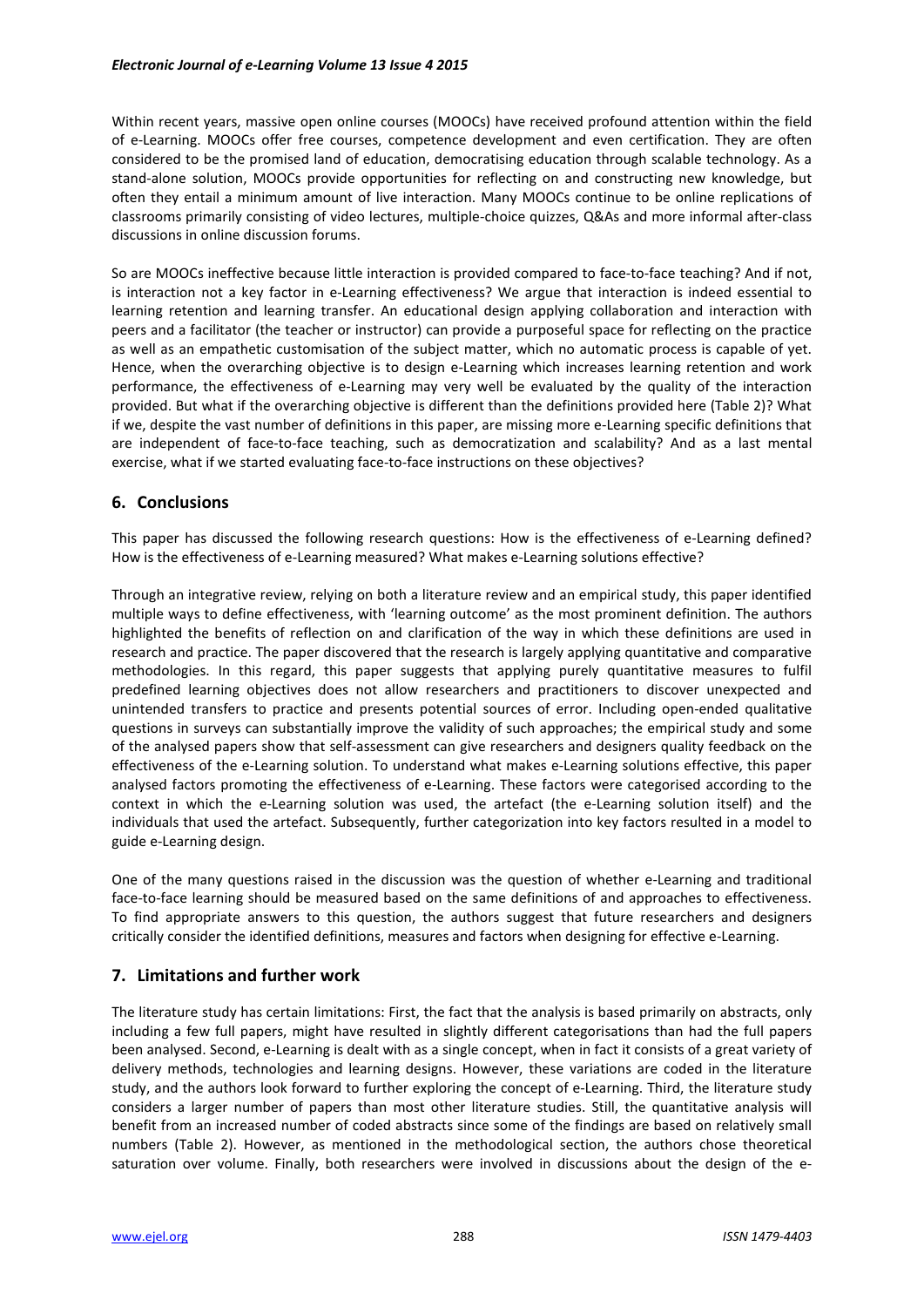Within recent years, massive open online courses (MOOCs) have received profound attention within the field of e-Learning. MOOCs offer free courses, competence development and even certification. They are often considered to be the promised land of education, democratising education through scalable technology. As a stand-alone solution, MOOCs provide opportunities for reflecting on and constructing new knowledge, but often they entail a minimum amount of live interaction. Many MOOCs continue to be online replications of classrooms primarily consisting of video lectures, multiple-choice quizzes, Q&As and more informal after-class discussions in online discussion forums.

So are MOOCs ineffective because little interaction is provided compared to face-to-face teaching? And if not, is interaction not a key factor in e-Learning effectiveness? We argue that interaction is indeed essential to learning retention and learning transfer. An educational design applying collaboration and interaction with peers and a facilitator (the teacher or instructor) can provide a purposeful space for reflecting on the practice as well as an empathetic customisation of the subject matter, which no automatic process is capable of yet. Hence, when the overarching objective is to design e-Learning which increases learning retention and work performance, the effectiveness of e-Learning may very well be evaluated by the quality of the interaction provided. But what if the overarching objective is different than the definitions provided here (Table 2)? What if we, despite the vast number of definitions in this paper, are missing more e-Learning specific definitions that are independent of face-to-face teaching, such as democratization and scalability? And as a last mental exercise, what if we started evaluating face-to-face instructions on these objectives?

## 6. Conclusions

This paper has discussed the following research questions: How is the effectiveness of e-Learning defined? How is the effectiveness of e-Learning measured? What makes e-Learning solutions effective?

Through an integrative review, relying on both a literature review and an empirical study, this paper identified multiple ways to define effectiveness, with 'learning outcome' as the most prominent definition. The authors highlighted the benefits of reflection on and clarification of the way in which these definitions are used in research and practice. The paper discovered that the research is largely applying quantitative and comparative methodologies. In this regard, this paper suggests that applying purely quantitative measures to fulfil predefined learning objectives does not allow researchers and practitioners to discover unexpected and unintended transfers to practice and presents potential sources of error. Including open-ended qualitative questions in surveys can substantially improve the validity of such approaches; the empirical study and some of the analysed papers show that self-assessment can give researchers and designers quality feedback on the effectiveness of the e-Learning solution. To understand what makes e-Learning solutions effective, this paper analysed factors promoting the effectiveness of e-Learning. These factors were categorised according to the context in which the e-Learning solution was used, the artefact (the e-Learning solution itself) and the individuals that used the artefact. Subsequently, further categorization into key factors resulted in a model to guide e-Learning design.

One of the many questions raised in the discussion was the question of whether e-Learning and traditional face-to-face learning should be measured based on the same definitions of and approaches to effectiveness. To find appropriate answers to this question, the authors suggest that future researchers and designers critically consider the identified definitions, measures and factors when designing for effective e-Learning.

## 7. Limitations and further work

The literature study has certain limitations: First, the fact that the analysis is based primarily on abstracts, only including a few full papers, might have resulted in slightly different categorisations than had the full papers been analysed. Second, e-Learning is dealt with as a single concept, when in fact it consists of a great variety of delivery methods, technologies and learning designs. However, these variations are coded in the literature study, and the authors look forward to further exploring the concept of e-Learning. Third, the literature study considers a larger number of papers than most other literature studies. Still, the quantitative analysis will benefit from an increased number of coded abstracts since some of the findings are based on relatively small numbers (Table 2). However, as mentioned in the methodological section, the authors chose theoretical saturation over volume. Finally, both researchers were involved in discussions about the design of the e-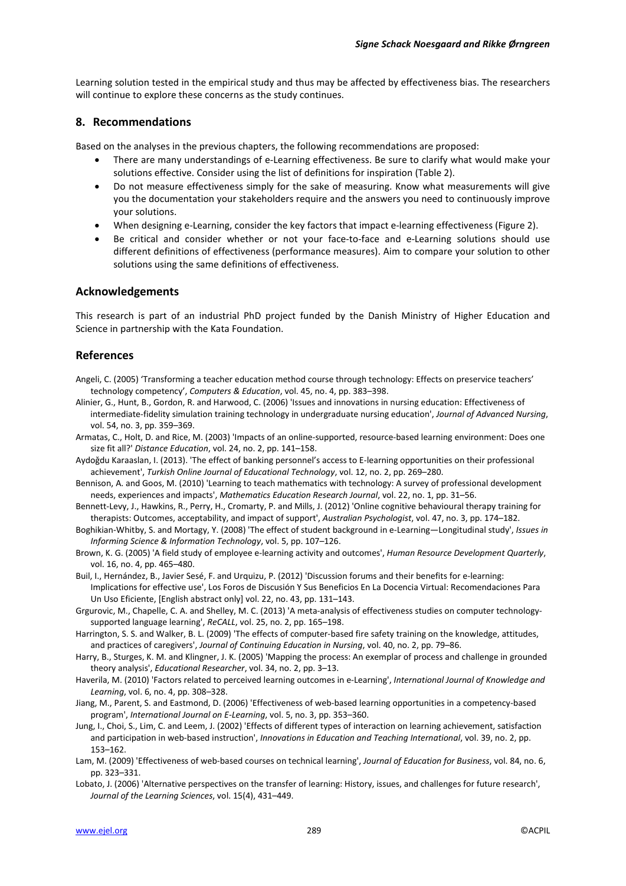Learning solution tested in the empirical study and thus may be affected by effectiveness bias. The researchers will continue to explore these concerns as the study continues.

## 8. Recommendations

Based on the analyses in the previous chapters, the following recommendations are proposed:

- There are many understandings of e-Learning effectiveness. Be sure to clarify what would make your solutions effective. Consider using the list of definitions for inspiration (Table 2).
- Do not measure effectiveness simply for the sake of measuring. Know what measurements will give you the documentation your stakeholders require and the answers you need to continuously improve your solutions.
- When designing e-Learning, consider the key factors that impact e-learning effectiveness (Figure 2).
- Be critical and consider whether or not your face-to-face and e-Learning solutions should use different definitions of effectiveness (performance measures). Aim to compare your solution to other solutions using the same definitions of effectiveness.

## Acknowledgements

This research is part of an industrial PhD project funded by the Danish Ministry of Higher Education and Science in partnership with the Kata Foundation.

## References

Angeli, C. (2005) 'Transforming a teacher education method course through technology: Effects on preservice teachers' technology competency', *Computers & Education*, vol. 45, no. 4, pp. 383–398.

Alinier, G., Hunt, B., Gordon, R. and Harwood, C. (2006) 'Issues and innovations in nursing education: Effectiveness of intermediate-fidelity simulation training technology in undergraduate nursing education', *Journal of Advanced Nursing*, vol. 54, no. 3, pp. 359–369.

Armatas, C., Holt, D. and Rice, M. (2003) 'Impacts of an online-supported, resource-based learning environment: Does one size fit all?' *Distance Education*, vol. 24, no. 2, pp. 141–158.

Aydoğdu Karaaslan, I. (2013). 'The effect of banking personnel's access to E-learning opportunities on their professional achievement', *Turkish Online Journal of Educational Technology*, vol. 12, no. 2, pp. 269–280.

Bennison, A. and Goos, M. (2010) 'Learning to teach mathematics with technology: A survey of professional development needs, experiences and impacts', *Mathematics Education Research Journal*, vol. 22, no. 1, pp. 31–56.

Bennett-Levy, J., Hawkins, R., Perry, H., Cromarty, P. and Mills, J. (2012) 'Online cognitive behavioural therapy training for therapists: Outcomes, acceptability, and impact of support', *Australian Psychologist*, vol. 47, no. 3, pp. 174–182.

Boghikian-Whitby, S. and Mortagy, Y. (2008) 'The effect of student background in e-Learning—Longitudinal study', *Issues in Informing Science & Information Technology*, vol. 5, pp. 107–126.

Brown, K. G. (2005) 'A field study of employee e-learning activity and outcomes', *Human Resource Development Quarterly*, vol. 16, no. 4, pp. 465–480.

Buil, I., Hernández, B., Javier Sesé, F. and Urquizu, P. (2012) 'Discussion forums and their benefits for e-learning: Implications for effective use', Los Foros de Discusión Y Sus Beneficios En La Docencia Virtual: Recomendaciones Para Un Uso Eficiente, [English abstract only] vol. 22, no. 43, pp. 131–143.

Grgurovic, M., Chapelle, C. A. and Shelley, M. C. (2013) 'A meta-analysis of effectiveness studies on computer technology-supported language learning', *ReCALL*, vol. 25, no. 2, pp. 165–198.

Harrington, S. S. and Walker, B. L. (2009) 'The effects of computer-based fire safety training on the knowledge, attitudes, and practices of caregivers', *Journal of Continuing Education in Nursing*, vol. 40, no. 2, pp. 79–86.

Harry, B., Sturges, K. M. and Klingner, J. K. (2005) 'Mapping the process: An exemplar of process and challenge in grounded theory analysis', *Educational Researcher*, vol. 34, no. 2, pp. 3–13.

Haverila, M. (2010) 'Factors related to perceived learning outcomes in e-Learning', *International Journal of Knowledge and Learning*, vol. 6, no. 4, pp. 308–328.

Jiang, M., Parent, S. and Eastmond, D. (2006) 'Effectiveness of web-based learning opportunities in a competency-based program', *International Journal on E-Learning*, vol. 5, no. 3, pp. 353–360.

Jung, I., Choi, S., Lim, C. and Leem, J. (2002) 'Effects of different types of interaction on learning achievement, satisfaction and participation in web-based instruction', *Innovations in Education and Teaching International*, vol. 39, no. 2, pp. 153–162.

Lam, M. (2009) 'Effectiveness of web-based courses on technical learning', *Journal of Education for Business*, vol. 84, no. 6, pp. 323–331.

Lobato, J. (2006) 'Alternative perspectives on the transfer of learning: History, issues, and challenges for future research', *Journal of the Learning Sciences*, vol. 15(4), 431–449.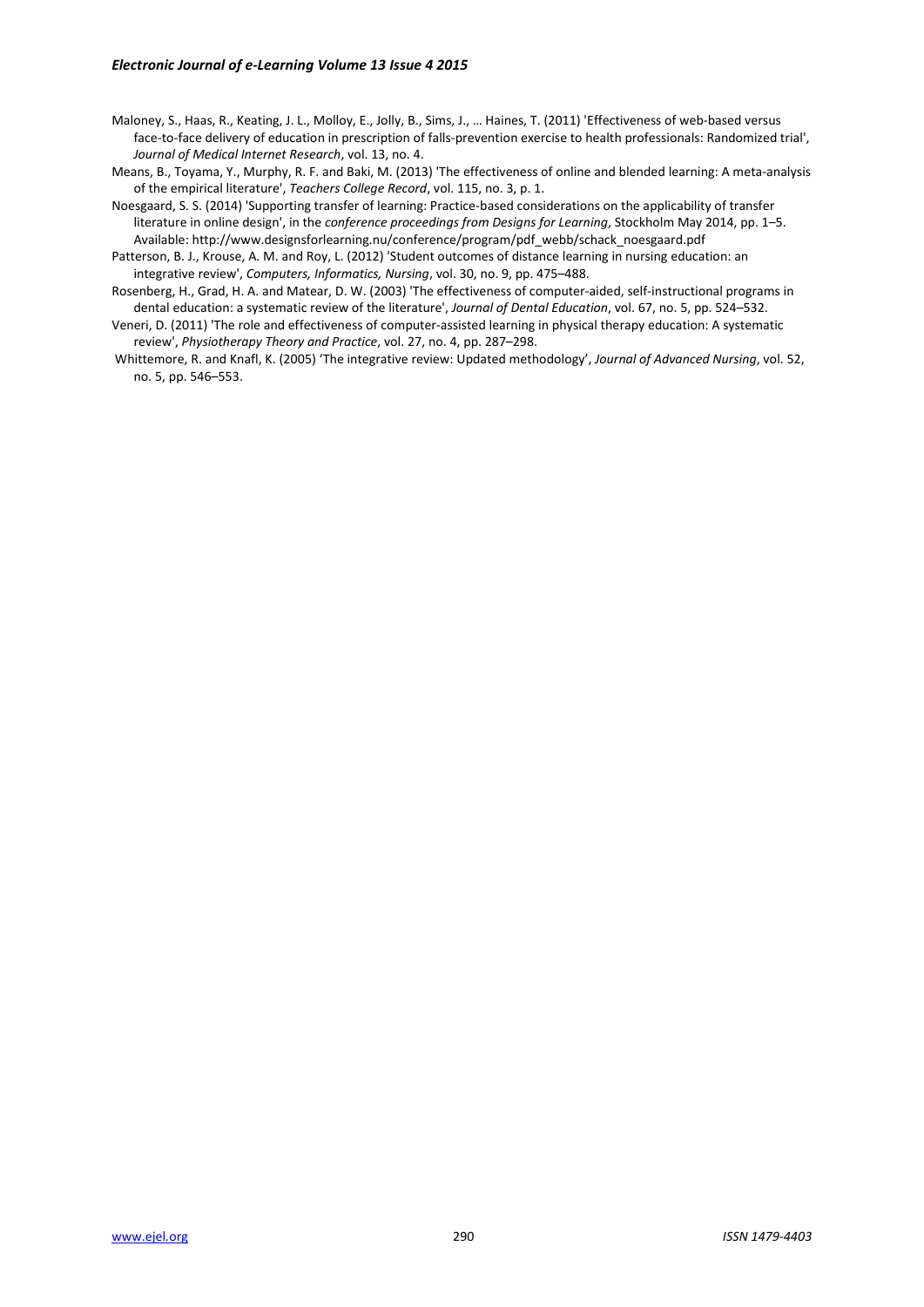Maloney, S., Haas, R., Keating, J. L., Molloy, E., Jolly, B., Sims, J., … Haines, T. (2011) 'Effectiveness of web-based versus face-to-face delivery of education in prescription of falls-prevention exercise to health professionals: Randomized trial', *Journal of Medical Internet Research*, vol. 13, no. 4.

Means, B., Toyama, Y., Murphy, R. F. and Baki, M. (2013) 'The effectiveness of online and blended learning: A meta-analysis of the empirical literature', *Teachers College Record*, vol. 115, no. 3, p. 1.

Noesgaard, S. S. (2014) 'Supporting transfer of learning: Practice-based considerations on the applicability of transfer literature in online design', in the *conference proceedings from Designs for Learning*, Stockholm May 2014, pp. 1–5. Available: http://www.designsforlearning.nu/conference/program/pdf_webb/schack_noesgaard.pdf

Patterson, B. J., Krouse, A. M. and Roy, L. (2012) 'Student outcomes of distance learning in nursing education: an integrative review', *Computers, Informatics, Nursing*, vol. 30, no. 9, pp. 475–488.

Rosenberg, H., Grad, H. A. and Matear, D. W. (2003) 'The effectiveness of computer-aided, self-instructional programs in dental education: a systematic review of the literature', *Journal of Dental Education*, vol. 67, no. 5, pp. 524–532.

Veneri, D. (2011) 'The role and effectiveness of computer-assisted learning in physical therapy education: A systematic review', *Physiotherapy Theory and Practice*, vol. 27, no. 4, pp. 287–298.

Whittemore, R. and Knafl, K. (2005) 'The integrative review: Updated methodology', *Journal of Advanced Nursing*, vol. 52, no. 5, pp. 546–553.